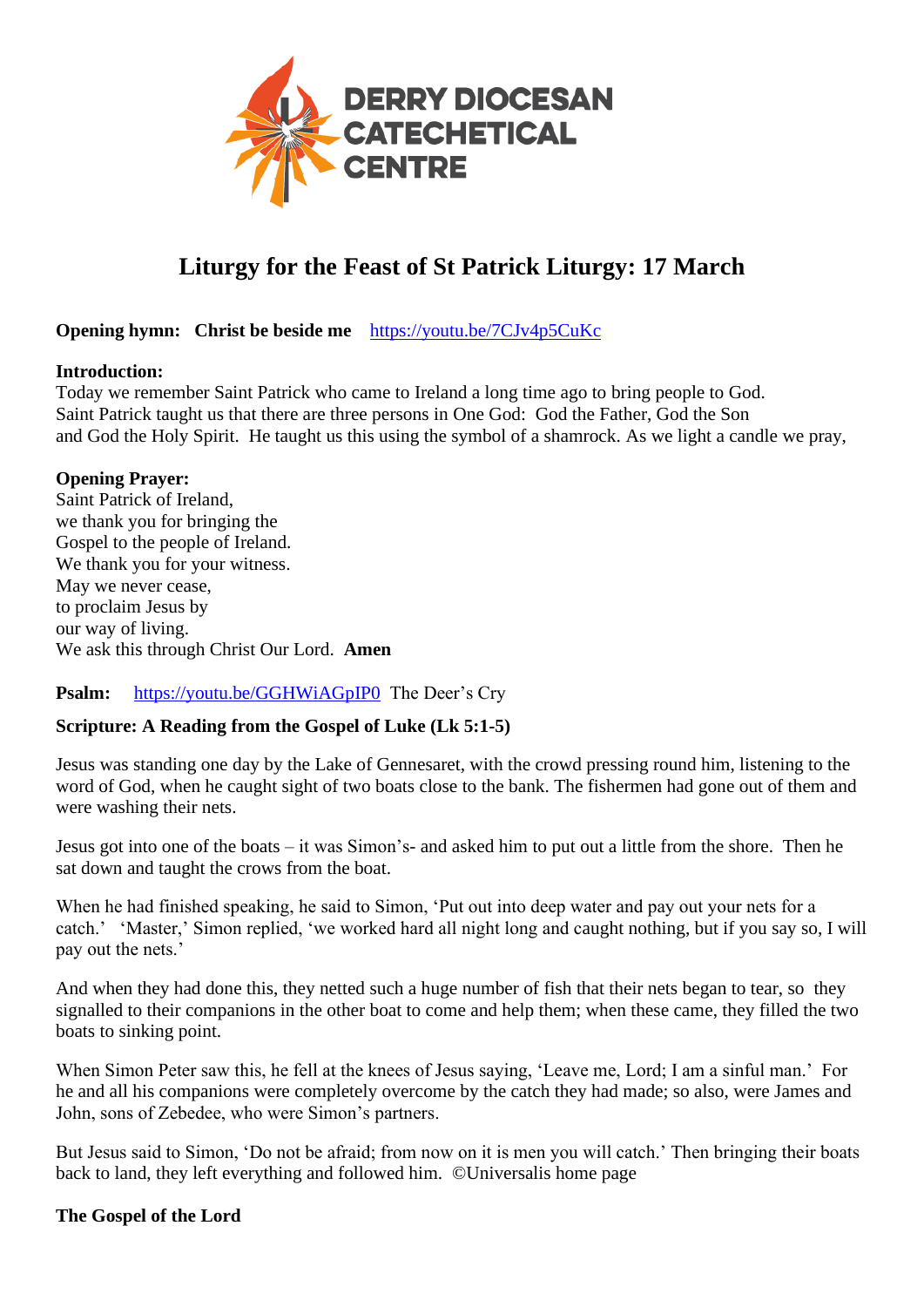DERRY DIOCESAN CATECHETICAL CENTRE

# Liturgy for the Feast of St Patrick Liturgy: 17 March

**Opening hymn: Christ be beside me** https://youtu.be/7CJv4p5CuKc

**Introduction:**
Today we remember Saint Patrick who came to Ireland a long time ago to bring people to God. Saint Patrick taught us that there are three persons in One God: God the Father, God the Son and God the Holy Spirit. He taught us this using the symbol of a shamrock. As we light a candle we pray,

**Opening Prayer:**
Saint Patrick of Ireland,
we thank you for bringing the
Gospel to the people of Ireland.
We thank you for your witness.
May we never cease,
to proclaim Jesus by
our way of living.
We ask this through Christ Our Lord. **Amen**

**Psalm:** https://youtu.be/GGHWiAGpIP0 The Deer's Cry

**Scripture: A Reading from the Gospel of Luke (Lk 5:1-5)**

Jesus was standing one day by the Lake of Gennesaret, with the crowd pressing round him, listening to the word of God, when he caught sight of two boats close to the bank. The fishermen had gone out of them and were washing their nets.

Jesus got into one of the boats – it was Simon's- and asked him to put out a little from the shore. Then he sat down and taught the crows from the boat.

When he had finished speaking, he said to Simon, 'Put out into deep water and pay out your nets for a catch.' 'Master,' Simon replied, 'we worked hard all night long and caught nothing, but if you say so, I will pay out the nets.'

And when they had done this, they netted such a huge number of fish that their nets began to tear, so they signalled to their companions in the other boat to come and help them; when these came, they filled the two boats to sinking point.

When Simon Peter saw this, he fell at the knees of Jesus saying, 'Leave me, Lord; I am a sinful man.' For he and all his companions were completely overcome by the catch they had made; so also, were James and John, sons of Zebedee, who were Simon's partners.

But Jesus said to Simon, 'Do not be afraid; from now on it is men you will catch.' Then bringing their boats back to land, they left everything and followed him. ©Universalis home page

**The Gospel of the Lord**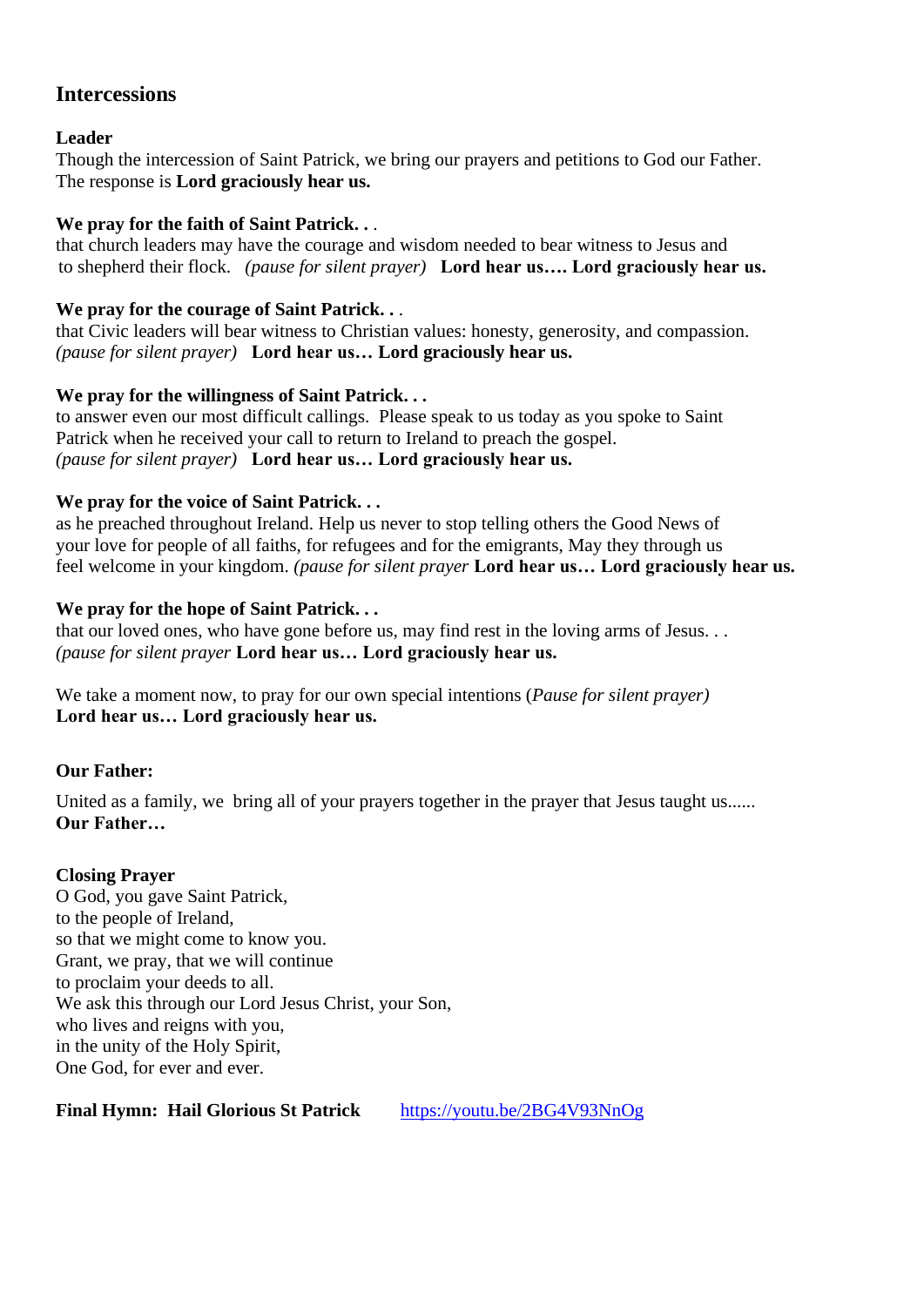## Intercessions

**Leader**
Though the intercession of Saint Patrick, we bring our prayers and petitions to God our Father. The response is **Lord graciously hear us.**

**We pray for the faith of Saint Patrick. .** .
that church leaders may have the courage and wisdom needed to bear witness to Jesus and to shepherd their flock. *(pause for silent prayer)* **Lord hear us…. Lord graciously hear us.**

**We pray for the courage of Saint Patrick. .** .
that Civic leaders will bear witness to Christian values: honesty, generosity, and compassion. *(pause for silent prayer)* **Lord hear us… Lord graciously hear us.**

**We pray for the willingness of Saint Patrick. . .**
to answer even our most difficult callings. Please speak to us today as you spoke to Saint Patrick when he received your call to return to Ireland to preach the gospel. *(pause for silent prayer)* **Lord hear us… Lord graciously hear us.**

**We pray for the voice of Saint Patrick. . .**
as he preached throughout Ireland. Help us never to stop telling others the Good News of your love for people of all faiths, for refugees and for the emigrants, May they through us feel welcome in your kingdom. *(pause for silent prayer* **Lord hear us… Lord graciously hear us.**

**We pray for the hope of Saint Patrick. . .**
that our loved ones, who have gone before us, may find rest in the loving arms of Jesus. . . *(pause for silent prayer* **Lord hear us… Lord graciously hear us.**

We take a moment now, to pray for our own special intentions (*Pause for silent prayer)*
**Lord hear us… Lord graciously hear us.**

**Our Father:**

United as a family, we bring all of your prayers together in the prayer that Jesus taught us......
**Our Father…**

**Closing Prayer**
O God, you gave Saint Patrick,
to the people of Ireland,
so that we might come to know you.
Grant, we pray, that we will continue
to proclaim your deeds to all.
We ask this through our Lord Jesus Christ, your Son,
who lives and reigns with you,
in the unity of the Holy Spirit,
One God, for ever and ever.

**Final Hymn: Hail Glorious St Patrick** https://youtu.be/2BG4V93NnOg